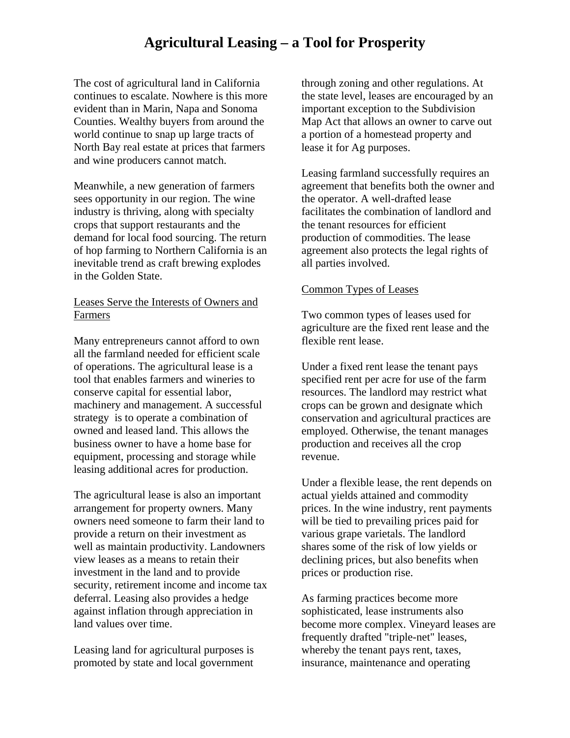# Agricultural Leasing – a Tool for Prosperity

The cost of agricultural land in California continues to escalate. Nowhere is this more evident than in Marin, Napa and Sonoma Counties. Wealthy buyers from around the world continue to snap up large tracts of North Bay real estate at prices that farmers and wine producers cannot match.

Meanwhile, a new generation of farmers sees opportunity in our region. The wine industry is thriving, along with specialty crops that support restaurants and the demand for local food sourcing. The return of hop farming to Northern California is an inevitable trend as craft brewing explodes in the Golden State.

## Leases Serve the Interests of Owners and Farmers

Many entrepreneurs cannot afford to own all the farmland needed for efficient scale of operations. The agricultural lease is a tool that enables farmers and wineries to conserve capital for essential labor, machinery and management. A successful strategy is to operate a combination of owned and leased land. This allows the business owner to have a home base for equipment, processing and storage while leasing additional acres for production.

The agricultural lease is also an important arrangement for property owners. Many owners need someone to farm their land to provide a return on their investment as well as maintain productivity. Landowners view leases as a means to retain their investment in the land and to provide security, retirement income and income tax deferral. Leasing also provides a hedge against inflation through appreciation in land values over time.

Leasing land for agricultural purposes is promoted by state and local government through zoning and other regulations. At the state level, leases are encouraged by an important exception to the Subdivision Map Act that allows an owner to carve out a portion of a homestead property and lease it for Ag purposes.

Leasing farmland successfully requires an agreement that benefits both the owner and the operator. A well-drafted lease facilitates the combination of landlord and the tenant resources for efficient production of commodities. The lease agreement also protects the legal rights of all parties involved.

## Common Types of Leases

Two common types of leases used for agriculture are the fixed rent lease and the flexible rent lease.

Under a fixed rent lease the tenant pays specified rent per acre for use of the farm resources. The landlord may restrict what crops can be grown and designate which conservation and agricultural practices are employed. Otherwise, the tenant manages production and receives all the crop revenue.

Under a flexible lease, the rent depends on actual yields attained and commodity prices. In the wine industry, rent payments will be tied to prevailing prices paid for various grape varietals. The landlord shares some of the risk of low yields or declining prices, but also benefits when prices or production rise.

As farming practices become more sophisticated, lease instruments also become more complex. Vineyard leases are frequently drafted "triple-net" leases, whereby the tenant pays rent, taxes, insurance, maintenance and operating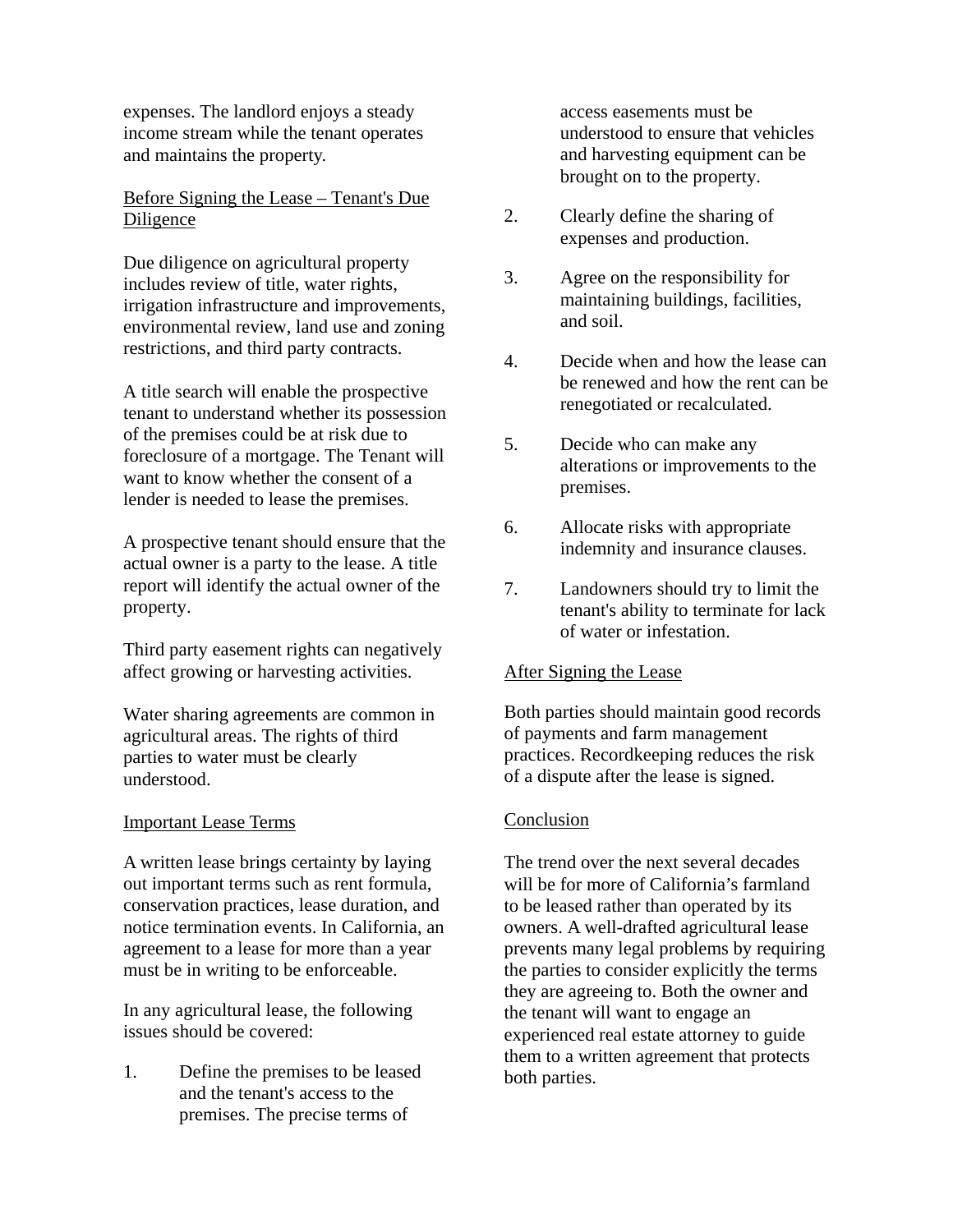expenses. The landlord enjoys a steady income stream while the tenant operates and maintains the property.

## Before Signing the Lease – Tenant's Due Diligence

Due diligence on agricultural property includes review of title, water rights, irrigation infrastructure and improvements, environmental review, land use and zoning restrictions, and third party contracts.

A title search will enable the prospective tenant to understand whether its possession of the premises could be at risk due to foreclosure of a mortgage. The Tenant will want to know whether the consent of a lender is needed to lease the premises.

A prospective tenant should ensure that the actual owner is a party to the lease. A title report will identify the actual owner of the property.

Third party easement rights can negatively affect growing or harvesting activities.

Water sharing agreements are common in agricultural areas. The rights of third parties to water must be clearly understood.

## Important Lease Terms

A written lease brings certainty by laying out important terms such as rent formula, conservation practices, lease duration, and notice termination events. In California, an agreement to a lease for more than a year must be in writing to be enforceable.

In any agricultural lease, the following issues should be covered:

1. Define the premises to be leased and the tenant's access to the premises. The precise terms of access easements must be understood to ensure that vehicles and harvesting equipment can be brought on to the property.
2. Clearly define the sharing of expenses and production.
3. Agree on the responsibility for maintaining buildings, facilities, and soil.
4. Decide when and how the lease can be renewed and how the rent can be renegotiated or recalculated.
5. Decide who can make any alterations or improvements to the premises.
6. Allocate risks with appropriate indemnity and insurance clauses.
7. Landowners should try to limit the tenant's ability to terminate for lack of water or infestation.

## After Signing the Lease

Both parties should maintain good records of payments and farm management practices. Recordkeeping reduces the risk of a dispute after the lease is signed.

## Conclusion

The trend over the next several decades will be for more of California's farmland to be leased rather than operated by its owners. A well-drafted agricultural lease prevents many legal problems by requiring the parties to consider explicitly the terms they are agreeing to. Both the owner and the tenant will want to engage an experienced real estate attorney to guide them to a written agreement that protects both parties.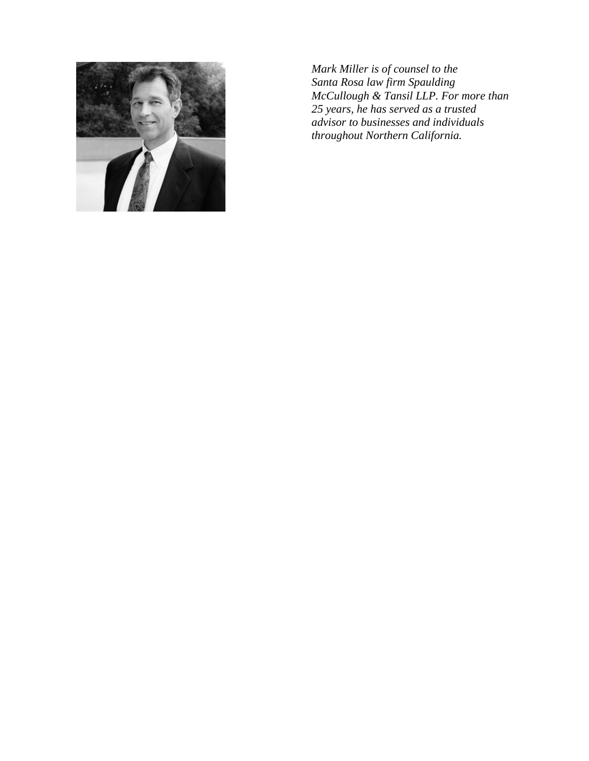*Mark Miller is of counsel to the Santa Rosa law firm Spaulding McCullough & Tansil LLP. For more than 25 years, he has served as a trusted advisor to businesses and individuals throughout Northern California.*